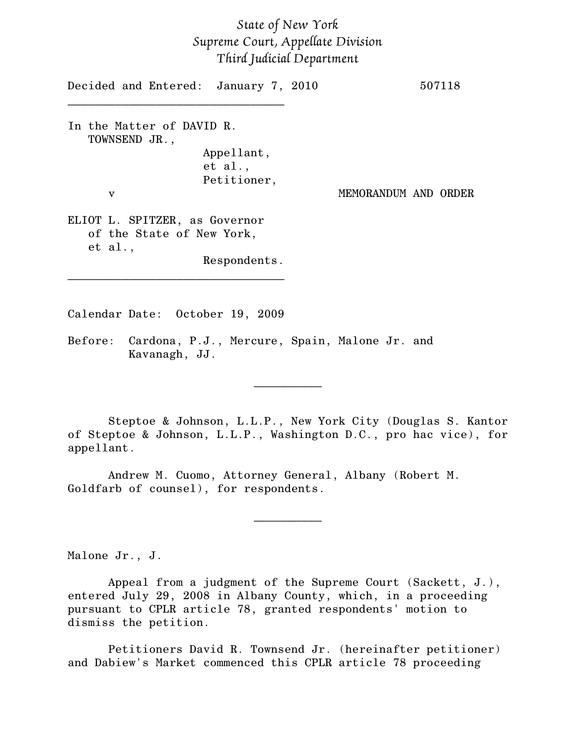*State of New York*
*Supreme Court, Appellate Division*
*Third Judicial Department*

Decided and Entered: January 7, 2010 507118

---

In the Matter of DAVID R. TOWNSEND JR.,
Appellant,
et al.,
Petitioner,

v

MEMORANDUM AND ORDER

ELIOT L. SPITZER, as Governor of the State of New York, et al.,
Respondents.

---

Calendar Date: October 19, 2009

Before: Cardona, P.J., Mercure, Spain, Malone Jr. and Kavanagh, JJ.

---

Steptoe & Johnson, L.L.P., New York City (Douglas S. Kantor of Steptoe & Johnson, L.L.P., Washington D.C., pro hac vice), for appellant.

Andrew M. Cuomo, Attorney General, Albany (Robert M. Goldfarb of counsel), for respondents.

---

Malone Jr., J.

Appeal from a judgment of the Supreme Court (Sackett, J.), entered July 29, 2008 in Albany County, which, in a proceeding pursuant to CPLR article 78, granted respondents' motion to dismiss the petition.

Petitioners David R. Townsend Jr. (hereinafter petitioner) and Dabiew's Market commenced this CPLR article 78 proceeding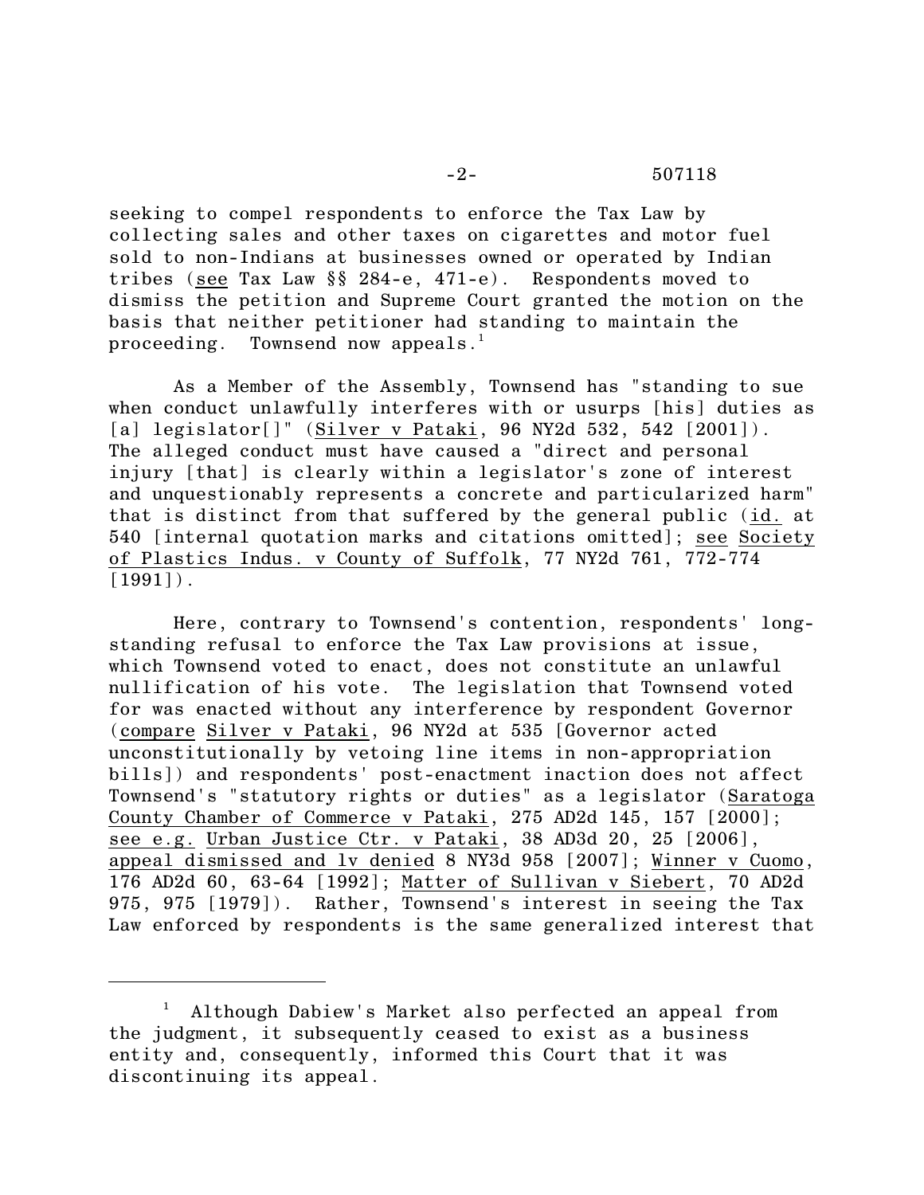seeking to compel respondents to enforce the Tax Law by collecting sales and other taxes on cigarettes and motor fuel sold to non-Indians at businesses owned or operated by Indian tribes (see Tax Law §§ 284-e, 471-e). Respondents moved to dismiss the petition and Supreme Court granted the motion on the basis that neither petitioner had standing to maintain the proceeding. Townsend now appeals.[1]

As a Member of the Assembly, Townsend has "standing to sue when conduct unlawfully interferes with or usurps [his] duties as [a] legislator[]" (Silver v Pataki, 96 NY2d 532, 542 [2001]). The alleged conduct must have caused a "direct and personal injury [that] is clearly within a legislator's zone of interest and unquestionably represents a concrete and particularized harm" that is distinct from that suffered by the general public (id. at 540 [internal quotation marks and citations omitted]; see Society of Plastics Indus. v County of Suffolk, 77 NY2d 761, 772-774 [1991]).

Here, contrary to Townsend's contention, respondents' long-standing refusal to enforce the Tax Law provisions at issue, which Townsend voted to enact, does not constitute an unlawful nullification of his vote. The legislation that Townsend voted for was enacted without any interference by respondent Governor (compare Silver v Pataki, 96 NY2d at 535 [Governor acted unconstitutionally by vetoing line items in non-appropriation bills]) and respondents' post-enactment inaction does not affect Townsend's "statutory rights or duties" as a legislator (Saratoga County Chamber of Commerce v Pataki, 275 AD2d 145, 157 [2000]; see e.g. Urban Justice Ctr. v Pataki, 38 AD3d 20, 25 [2006], appeal dismissed and lv denied 8 NY3d 958 [2007]; Winner v Cuomo, 176 AD2d 60, 63-64 [1992]; Matter of Sullivan v Siebert, 70 AD2d 975, 975 [1979]). Rather, Townsend's interest in seeing the Tax Law enforced by respondents is the same generalized interest that

---

[1] Although Dabiew's Market also perfected an appeal from the judgment, it subsequently ceased to exist as a business entity and, consequently, informed this Court that it was discontinuing its appeal.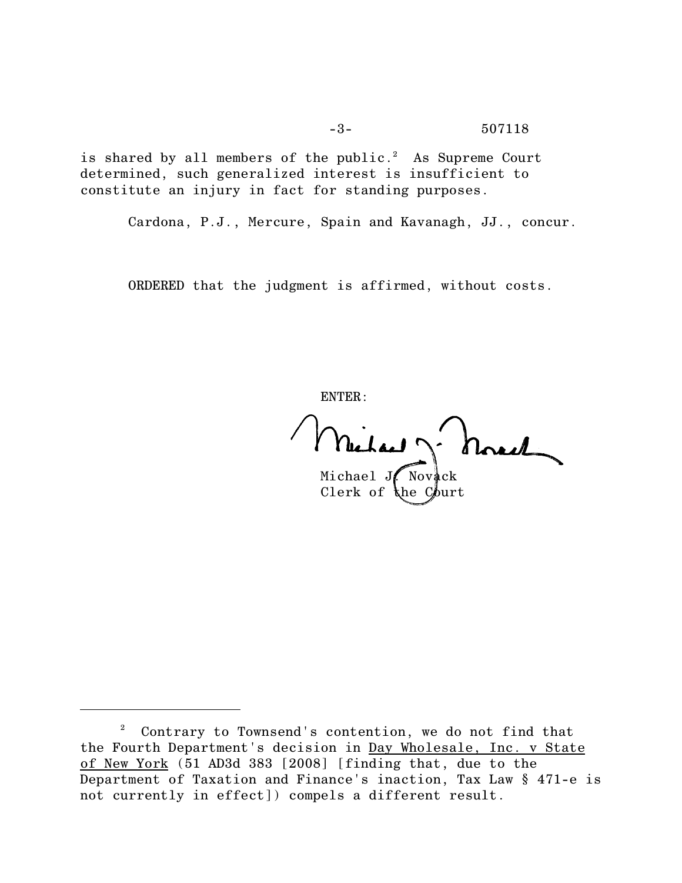is shared by all members of the public.[2] As Supreme Court determined, such generalized interest is insufficient to constitute an injury in fact for standing purposes.

Cardona, P.J., Mercure, Spain and Kavanagh, JJ., concur.

ORDERED that the judgment is affirmed, without costs.

ENTER:

Michael J. Novack
Clerk of the Court

---

[2] Contrary to Townsend's contention, we do not find that the Fourth Department's decision in Day Wholesale, Inc. v State of New York (51 AD3d 383 [2008] [finding that, due to the Department of Taxation and Finance's inaction, Tax Law § 471-e is not currently in effect]) compels a different result.